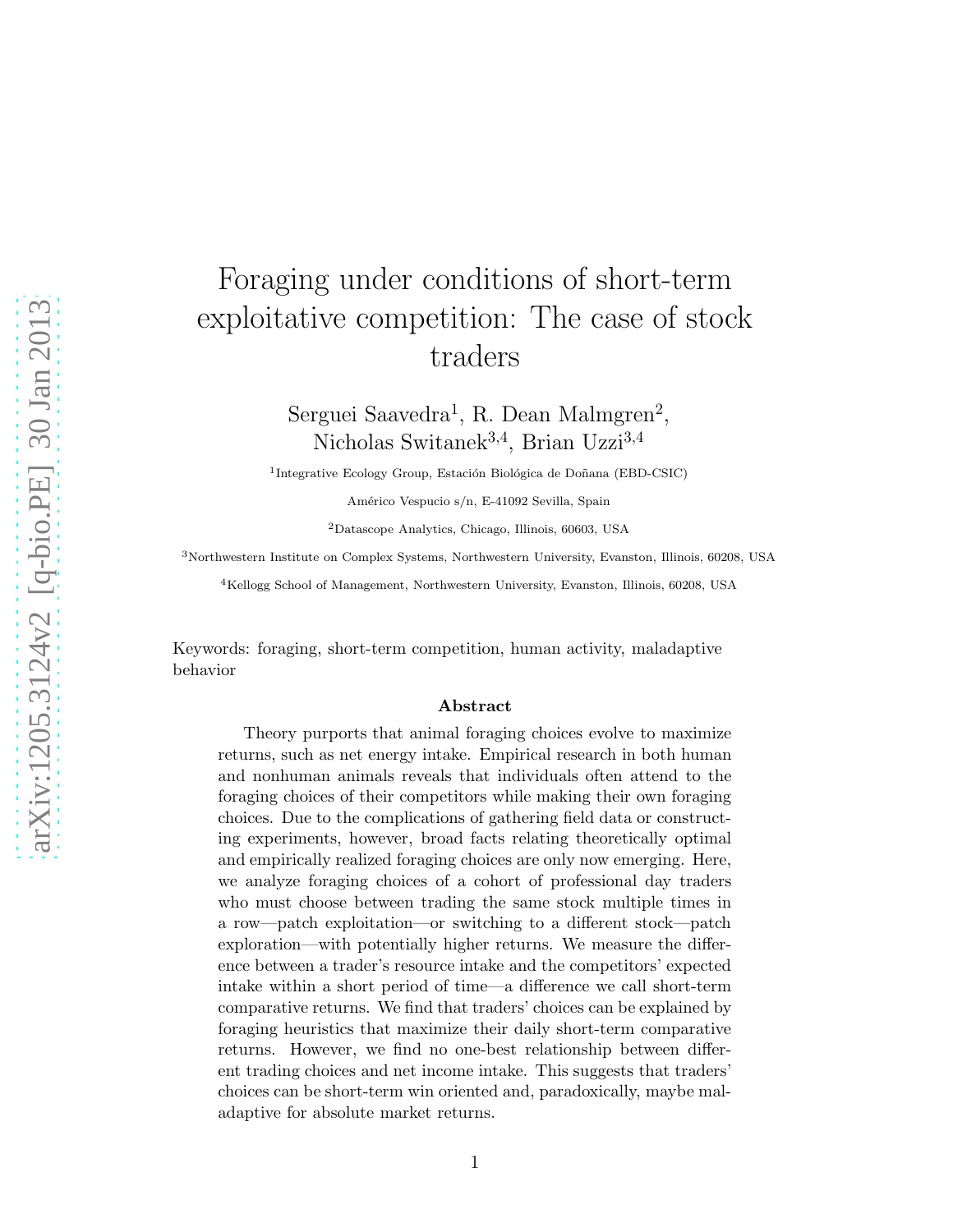# Foraging under conditions of short-term exploitative competition: The case of stock traders

Serguei Saavedra[1], R. Dean Malmgren[2], Nicholas Switanek[3,4], Brian Uzzi[3,4]

[1]Integrative Ecology Group, Estación Biológica de Doñana (EBD-CSIC)

Américo Vespucio s/n, E-41092 Sevilla, Spain

[2]Datascope Analytics, Chicago, Illinois, 60603, USA

[3]Northwestern Institute on Complex Systems, Northwestern University, Evanston, Illinois, 60208, USA

[4]Kellogg School of Management, Northwestern University, Evanston, Illinois, 60208, USA

Keywords: foraging, short-term competition, human activity, maladaptive behavior

### Abstract

Theory purports that animal foraging choices evolve to maximize returns, such as net energy intake. Empirical research in both human and nonhuman animals reveals that individuals often attend to the foraging choices of their competitors while making their own foraging choices. Due to the complications of gathering field data or constructing experiments, however, broad facts relating theoretically optimal and empirically realized foraging choices are only now emerging. Here, we analyze foraging choices of a cohort of professional day traders who must choose between trading the same stock multiple times in a row—patch exploitation—or switching to a different stock—patch exploration—with potentially higher returns. We measure the difference between a trader's resource intake and the competitors' expected intake within a short period of time—a difference we call short-term comparative returns. We find that traders' choices can be explained by foraging heuristics that maximize their daily short-term comparative returns. However, we find no one-best relationship between different trading choices and net income intake. This suggests that traders' choices can be short-term win oriented and, paradoxically, maybe maladaptive for absolute market returns.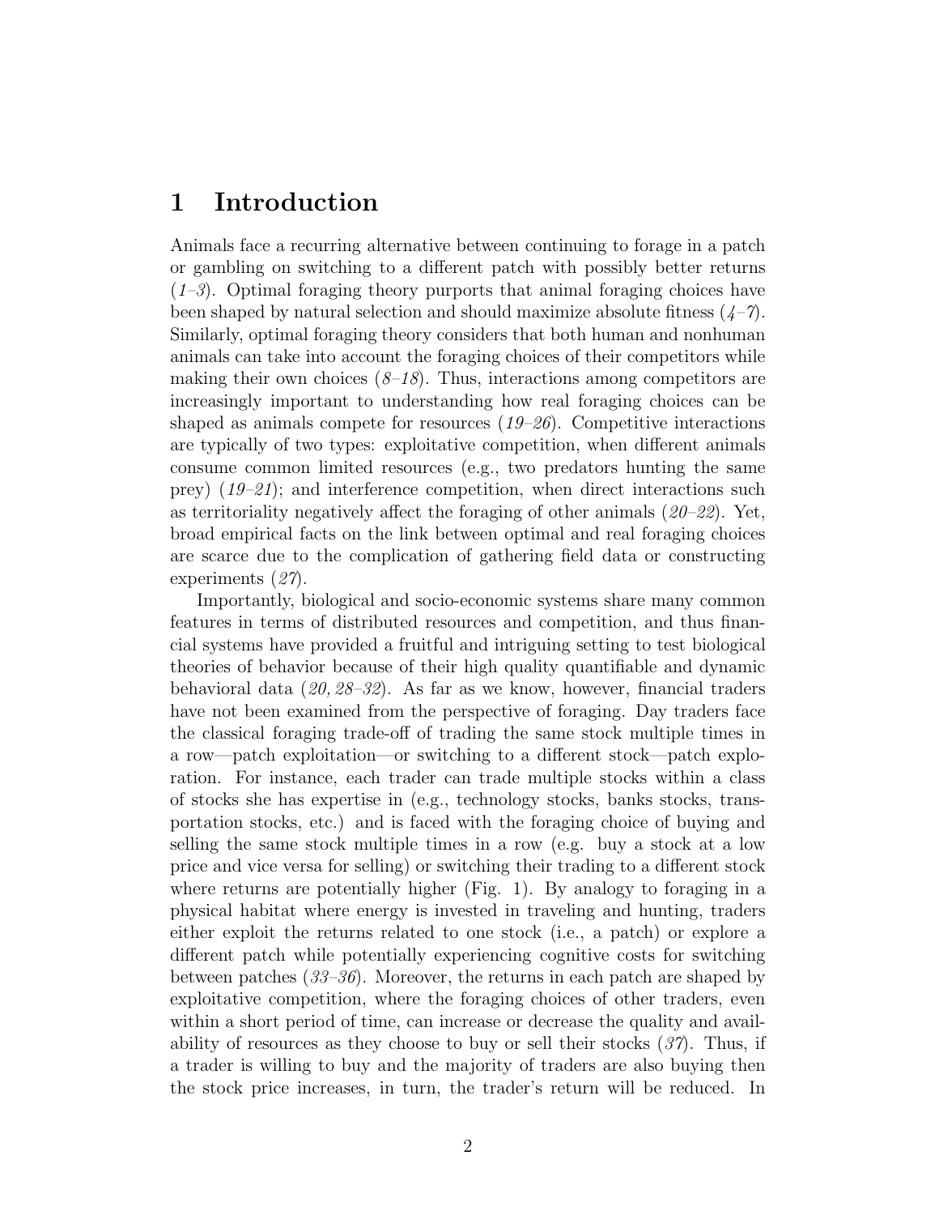## 1 Introduction

Animals face a recurring alternative between continuing to forage in a patch or gambling on switching to a different patch with possibly better returns (*1–3*). Optimal foraging theory purports that animal foraging choices have been shaped by natural selection and should maximize absolute fitness (*4–7*). Similarly, optimal foraging theory considers that both human and nonhuman animals can take into account the foraging choices of their competitors while making their own choices (*8–18*). Thus, interactions among competitors are increasingly important to understanding how real foraging choices can be shaped as animals compete for resources (*19–26*). Competitive interactions are typically of two types: exploitative competition, when different animals consume common limited resources (e.g., two predators hunting the same prey) (*19–21*); and interference competition, when direct interactions such as territoriality negatively affect the foraging of other animals (*20–22*). Yet, broad empirical facts on the link between optimal and real foraging choices are scarce due to the complication of gathering field data or constructing experiments (*27*).

Importantly, biological and socio-economic systems share many common features in terms of distributed resources and competition, and thus financial systems have provided a fruitful and intriguing setting to test biological theories of behavior because of their high quality quantifiable and dynamic behavioral data (*20, 28–32*). As far as we know, however, financial traders have not been examined from the perspective of foraging. Day traders face the classical foraging trade-off of trading the same stock multiple times in a row—patch exploitation—or switching to a different stock—patch exploration. For instance, each trader can trade multiple stocks within a class of stocks she has expertise in (e.g., technology stocks, banks stocks, transportation stocks, etc.) and is faced with the foraging choice of buying and selling the same stock multiple times in a row (e.g. buy a stock at a low price and vice versa for selling) or switching their trading to a different stock where returns are potentially higher (Fig. 1). By analogy to foraging in a physical habitat where energy is invested in traveling and hunting, traders either exploit the returns related to one stock (i.e., a patch) or explore a different patch while potentially experiencing cognitive costs for switching between patches (*33–36*). Moreover, the returns in each patch are shaped by exploitative competition, where the foraging choices of other traders, even within a short period of time, can increase or decrease the quality and availability of resources as they choose to buy or sell their stocks (*37*). Thus, if a trader is willing to buy and the majority of traders are also buying then the stock price increases, in turn, the trader's return will be reduced. In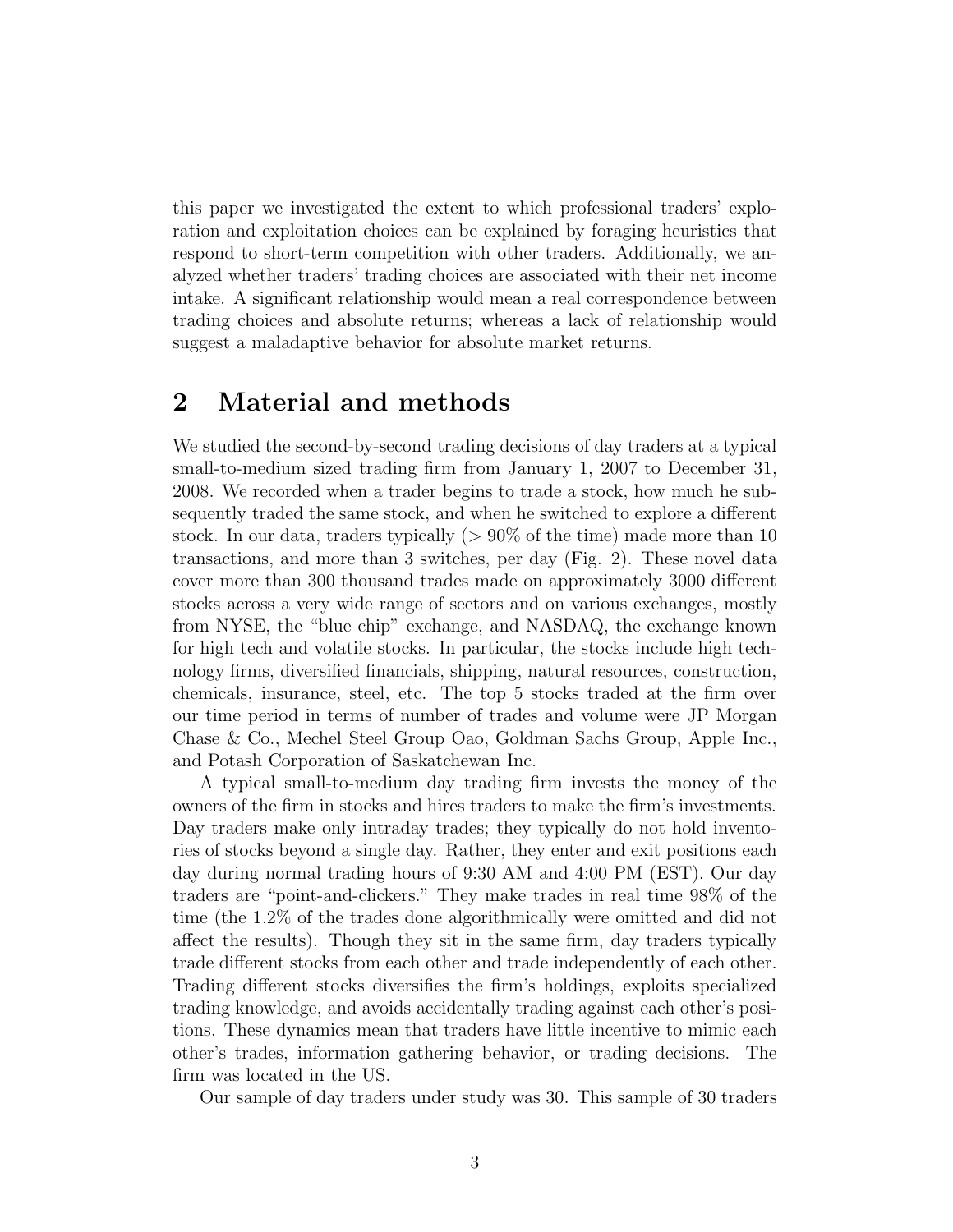this paper we investigated the extent to which professional traders' exploration and exploitation choices can be explained by foraging heuristics that respond to short-term competition with other traders. Additionally, we analyzed whether traders' trading choices are associated with their net income intake. A significant relationship would mean a real correspondence between trading choices and absolute returns; whereas a lack of relationship would suggest a maladaptive behavior for absolute market returns.

## 2 Material and methods

We studied the second-by-second trading decisions of day traders at a typical small-to-medium sized trading firm from January 1, 2007 to December 31, 2008. We recorded when a trader begins to trade a stock, how much he subsequently traded the same stock, and when he switched to explore a different stock. In our data, traders typically ($> 90\%$ of the time) made more than 10 transactions, and more than 3 switches, per day (Fig. 2). These novel data cover more than 300 thousand trades made on approximately 3000 different stocks across a very wide range of sectors and on various exchanges, mostly from NYSE, the "blue chip" exchange, and NASDAQ, the exchange known for high tech and volatile stocks. In particular, the stocks include high technology firms, diversified financials, shipping, natural resources, construction, chemicals, insurance, steel, etc. The top 5 stocks traded at the firm over our time period in terms of number of trades and volume were JP Morgan Chase & Co., Mechel Steel Group Oao, Goldman Sachs Group, Apple Inc., and Potash Corporation of Saskatchewan Inc.

A typical small-to-medium day trading firm invests the money of the owners of the firm in stocks and hires traders to make the firm's investments. Day traders make only intraday trades; they typically do not hold inventories of stocks beyond a single day. Rather, they enter and exit positions each day during normal trading hours of 9:30 AM and 4:00 PM (EST). Our day traders are "point-and-clickers." They make trades in real time 98% of the time (the 1.2% of the trades done algorithmically were omitted and did not affect the results). Though they sit in the same firm, day traders typically trade different stocks from each other and trade independently of each other. Trading different stocks diversifies the firm's holdings, exploits specialized trading knowledge, and avoids accidentally trading against each other's positions. These dynamics mean that traders have little incentive to mimic each other's trades, information gathering behavior, or trading decisions. The firm was located in the US.

Our sample of day traders under study was 30. This sample of 30 traders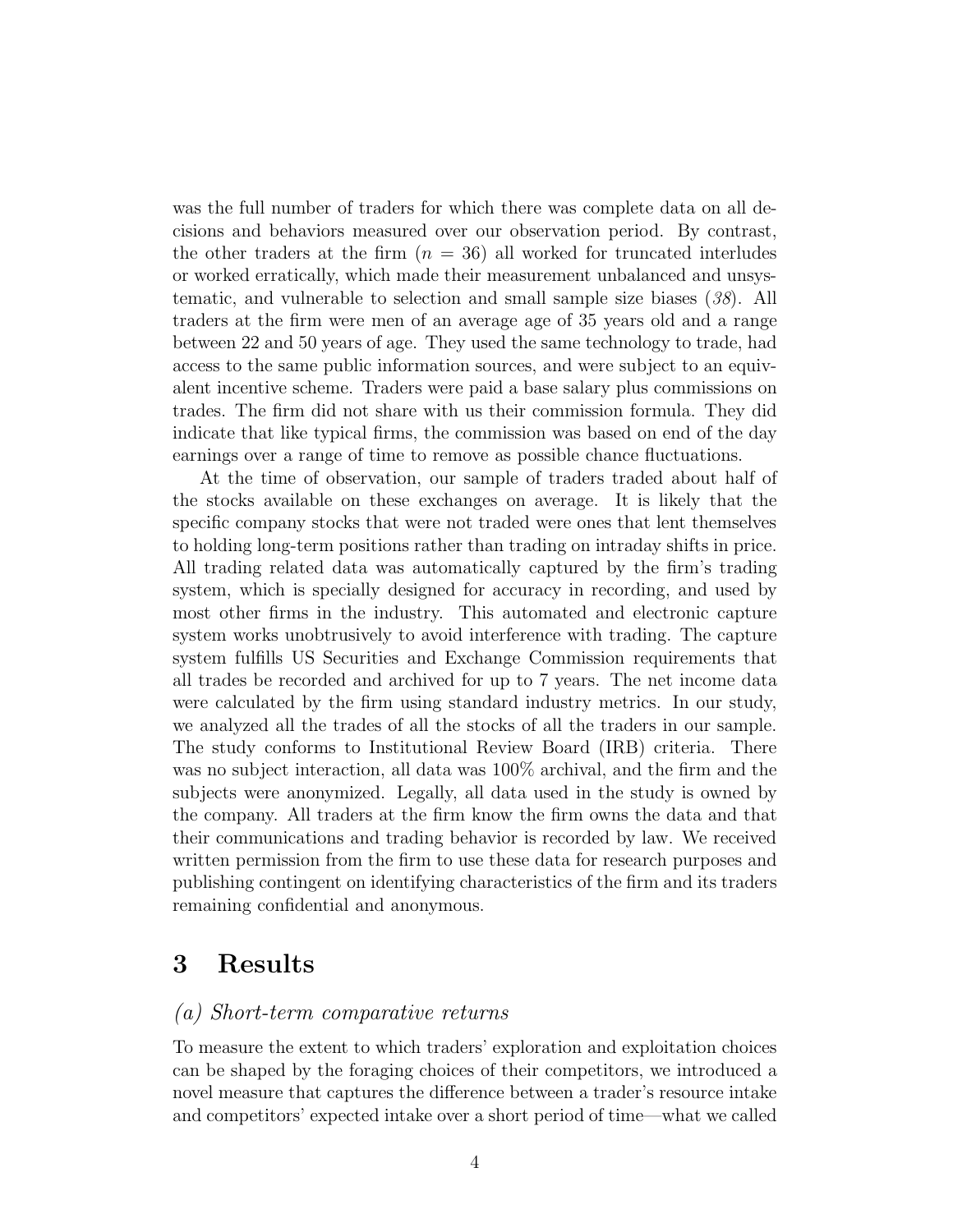was the full number of traders for which there was complete data on all decisions and behaviors measured over our observation period. By contrast, the other traders at the firm ($n = 36$) all worked for truncated interludes or worked erratically, which made their measurement unbalanced and unsystematic, and vulnerable to selection and small sample size biases (*38*). All traders at the firm were men of an average age of 35 years old and a range between 22 and 50 years of age. They used the same technology to trade, had access to the same public information sources, and were subject to an equivalent incentive scheme. Traders were paid a base salary plus commissions on trades. The firm did not share with us their commission formula. They did indicate that like typical firms, the commission was based on end of the day earnings over a range of time to remove as possible chance fluctuations.

At the time of observation, our sample of traders traded about half of the stocks available on these exchanges on average. It is likely that the specific company stocks that were not traded were ones that lent themselves to holding long-term positions rather than trading on intraday shifts in price. All trading related data was automatically captured by the firm's trading system, which is specially designed for accuracy in recording, and used by most other firms in the industry. This automated and electronic capture system works unobtrusively to avoid interference with trading. The capture system fulfills US Securities and Exchange Commission requirements that all trades be recorded and archived for up to 7 years. The net income data were calculated by the firm using standard industry metrics. In our study, we analyzed all the trades of all the stocks of all the traders in our sample. The study conforms to Institutional Review Board (IRB) criteria. There was no subject interaction, all data was 100% archival, and the firm and the subjects were anonymized. Legally, all data used in the study is owned by the company. All traders at the firm know the firm owns the data and that their communications and trading behavior is recorded by law. We received written permission from the firm to use these data for research purposes and publishing contingent on identifying characteristics of the firm and its traders remaining confidential and anonymous.

# 3 Results

### *(a) Short-term comparative returns*

To measure the extent to which traders' exploration and exploitation choices can be shaped by the foraging choices of their competitors, we introduced a novel measure that captures the difference between a trader's resource intake and competitors' expected intake over a short period of time—what we called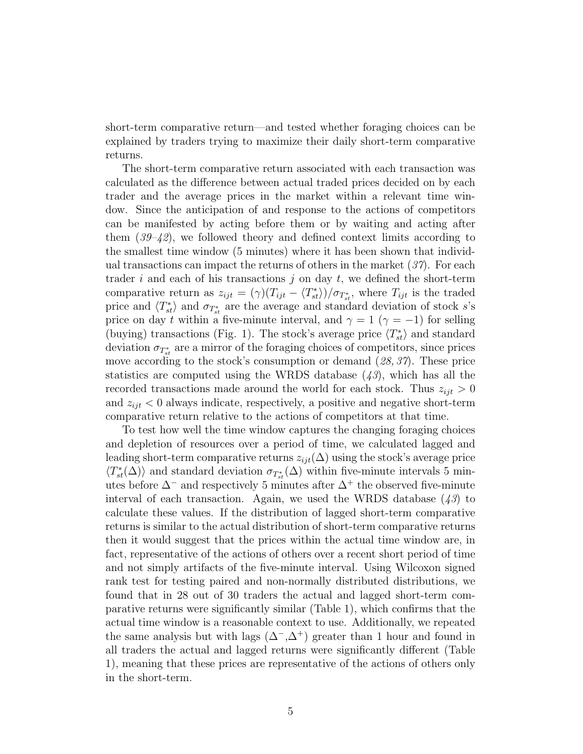short-term comparative return—and tested whether foraging choices can be explained by traders trying to maximize their daily short-term comparative returns.

The short-term comparative return associated with each transaction was calculated as the difference between actual traded prices decided on by each trader and the average prices in the market within a relevant time window. Since the anticipation of and response to the actions of competitors can be manifested by acting before them or by waiting and acting after them (*39–42*), we followed theory and defined context limits according to the smallest time window (5 minutes) where it has been shown that individual transactions can impact the returns of others in the market (*37*). For each trader $i$ and each of his transactions $j$ on day $t$, we defined the short-term comparative return as $z_{ijt} = (\gamma)(T_{ijt} - \langle T^*_{st} \rangle)/\sigma_{T^*_{st}}$, where $T_{ijt}$ is the traded price and $\langle T^*_{st} \rangle$ and $\sigma_{T^*_{st}}$ are the average and standard deviation of stock $s$'s price on day $t$ within a five-minute interval, and $\gamma = 1$ ($\gamma = -1$) for selling (buying) transactions (Fig. 1). The stock's average price $\langle T^*_{st} \rangle$ and standard deviation $\sigma_{T^*_{st}}$ are a mirror of the foraging choices of competitors, since prices move according to the stock's consumption or demand (*28, 37*). These price statistics are computed using the WRDS database (*43*), which has all the recorded transactions made around the world for each stock. Thus $z_{ijt} > 0$ and $z_{ijt} < 0$ always indicate, respectively, a positive and negative short-term comparative return relative to the actions of competitors at that time.

To test how well the time window captures the changing foraging choices and depletion of resources over a period of time, we calculated lagged and leading short-term comparative returns $z_{ijt}(\Delta)$ using the stock's average price $\langle T^*_{st}(\Delta) \rangle$ and standard deviation $\sigma_{T^*_{st}}(\Delta)$ within five-minute intervals 5 minutes before $\Delta^-$ and respectively 5 minutes after $\Delta^+$ the observed five-minute interval of each transaction. Again, we used the WRDS database (*43*) to calculate these values. If the distribution of lagged short-term comparative returns is similar to the actual distribution of short-term comparative returns then it would suggest that the prices within the actual time window are, in fact, representative of the actions of others over a recent short period of time and not simply artifacts of the five-minute interval. Using Wilcoxon signed rank test for testing paired and non-normally distributed distributions, we found that in 28 out of 30 traders the actual and lagged short-term comparative returns were significantly similar (Table 1), which confirms that the actual time window is a reasonable context to use. Additionally, we repeated the same analysis but with lags ($\Delta^-$,$\Delta^+$) greater than 1 hour and found in all traders the actual and lagged returns were significantly different (Table 1), meaning that these prices are representative of the actions of others only in the short-term.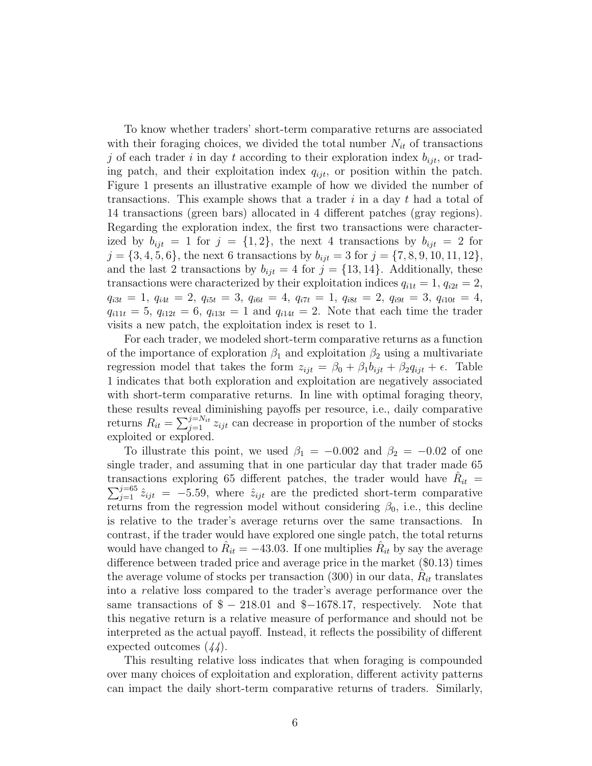To know whether traders' short-term comparative returns are associated with their foraging choices, we divided the total number $N_{it}$ of transactions $j$ of each trader $i$ in day $t$ according to their exploration index $b_{ijt}$, or trading patch, and their exploitation index $q_{ijt}$, or position within the patch. Figure 1 presents an illustrative example of how we divided the number of transactions. This example shows that a trader $i$ in a day $t$ had a total of 14 transactions (green bars) allocated in 4 different patches (gray regions). Regarding the exploration index, the first two transactions were characterized by $b_{ijt} = 1$ for $j = \{1, 2\}$, the next 4 transactions by $b_{ijt} = 2$ for $j = \{3, 4, 5, 6\}$, the next 6 transactions by $b_{ijt} = 3$ for $j = \{7, 8, 9, 10, 11, 12\}$, and the last 2 transactions by $b_{ijt} = 4$ for $j = \{13, 14\}$. Additionally, these transactions were characterized by their exploitation indices $q_{i1t} = 1$, $q_{i2t} = 2$, $q_{i3t} = 1$, $q_{i4t} = 2$, $q_{i5t} = 3$, $q_{i6t} = 4$, $q_{i7t} = 1$, $q_{i8t} = 2$, $q_{i9t} = 3$, $q_{i10t} = 4$, $q_{i11t} = 5$, $q_{i12t} = 6$, $q_{i13t} = 1$ and $q_{i14t} = 2$. Note that each time the trader visits a new patch, the exploitation index is reset to 1.

For each trader, we modeled short-term comparative returns as a function of the importance of exploration $\beta_1$ and exploitation $\beta_2$ using a multivariate regression model that takes the form $z_{ijt} = \beta_0 + \beta_1 b_{ijt} + \beta_2 q_{ijt} + \epsilon$. Table 1 indicates that both exploration and exploitation are negatively associated with short-term comparative returns. In line with optimal foraging theory, these results reveal diminishing payoffs per resource, i.e., daily comparative returns $R_{it} = \sum_{j=1}^{j=N_{it}} z_{ijt}$ can decrease in proportion of the number of stocks exploited or explored.

To illustrate this point, we used $\beta_1 = -0.002$ and $\beta_2 = -0.02$ of one single trader, and assuming that in one particular day that trader made 65 transactions exploring 65 different patches, the trader would have $\hat{R}_{it} = \sum_{j=1}^{j=65} \hat{z}_{ijt} = -5.59$, where $\hat{z}_{ijt}$ are the predicted short-term comparative returns from the regression model without considering $\beta_0$, i.e., this decline is relative to the trader's average returns over the same transactions. In contrast, if the trader would have explored one single patch, the total returns would have changed to $\hat{R}_{it} = -43.03$. If one multiplies $\hat{R}_{it}$ by say the average difference between traded price and average price in the market (\$0.13) times the average volume of stocks per transaction (300) in our data, $\hat{R}_{it}$ translates into a *r*elative loss compared to the trader's average performance over the same transactions of \$ − 218.01 and \$−1678.17, respectively. Note that this negative return is a relative measure of performance and should not be interpreted as the actual payoff. Instead, it reflects the possibility of different expected outcomes (*44*).

This resulting relative loss indicates that when foraging is compounded over many choices of exploitation and exploration, different activity patterns can impact the daily short-term comparative returns of traders. Similarly,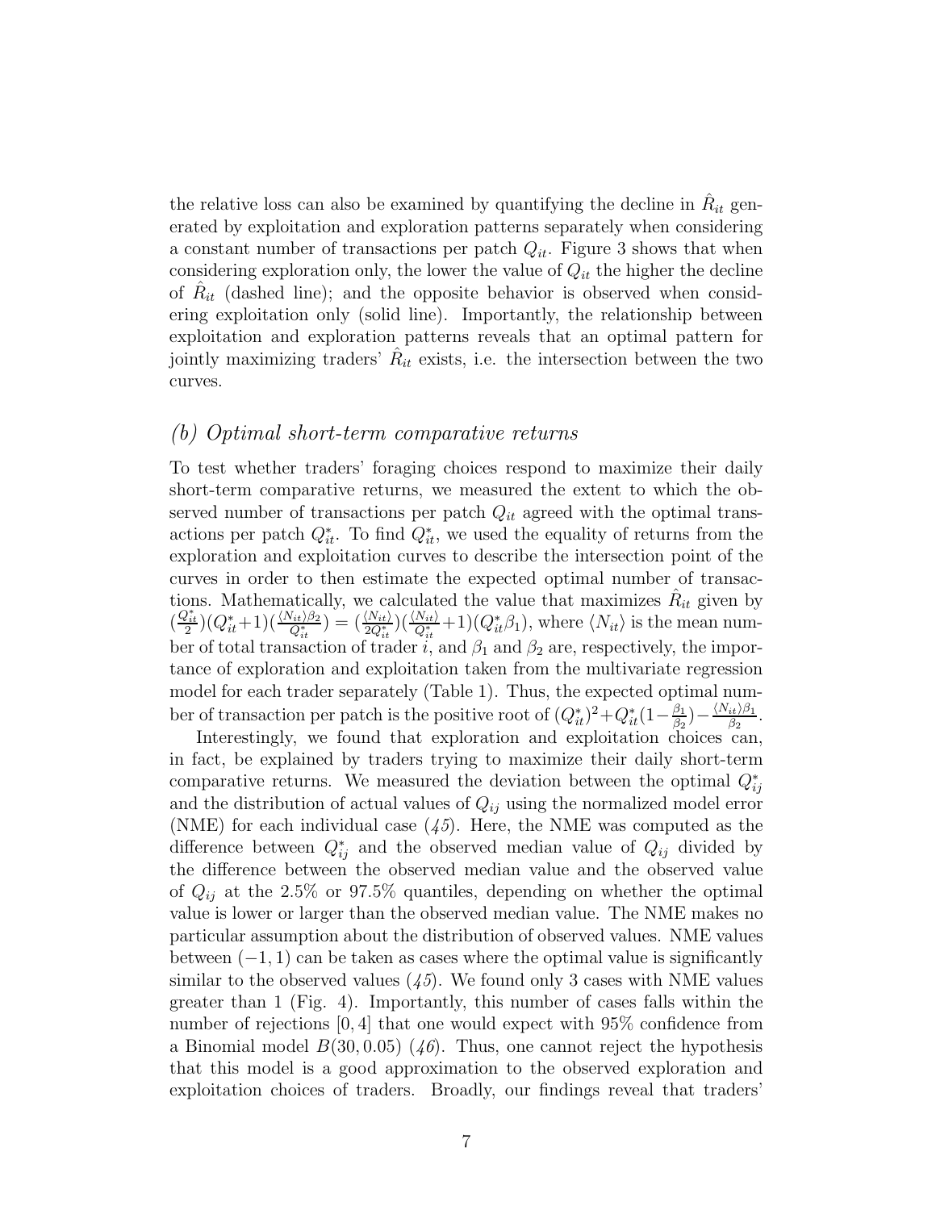the relative loss can also be examined by quantifying the decline in $\hat{R}_{it}$ generated by exploitation and exploration patterns separately when considering a constant number of transactions per patch $Q_{it}$. Figure 3 shows that when considering exploration only, the lower the value of $Q_{it}$ the higher the decline of $\hat{R}_{it}$ (dashed line); and the opposite behavior is observed when considering exploitation only (solid line). Importantly, the relationship between exploitation and exploration patterns reveals that an optimal pattern for jointly maximizing traders' $\hat{R}_{it}$ exists, i.e. the intersection between the two curves.

## *(b) Optimal short-term comparative returns*

To test whether traders' foraging choices respond to maximize their daily short-term comparative returns, we measured the extent to which the observed number of transactions per patch $Q_{it}$ agreed with the optimal transactions per patch $Q^*_{it}$. To find $Q^*_{it}$, we used the equality of returns from the exploration and exploitation curves to describe the intersection point of the curves in order to then estimate the expected optimal number of transactions. Mathematically, we calculated the value that maximizes $\hat{R}_{it}$ given by $(\frac{Q^*_{it}}{2})(Q^*_{it}+1)(\frac{\langle N_{it}\rangle\beta_2}{Q^*_{it}}) = (\frac{\langle N_{it}\rangle}{2Q^*_{it}})(\frac{\langle N_{it}\rangle}{Q^*_{it}}+1)(Q^*_{it}\beta_1)$, where $\langle N_{it}\rangle$ is the mean number of total transaction of trader $i$, and $\beta_1$ and $\beta_2$ are, respectively, the importance of exploration and exploitation taken from the multivariate regression model for each trader separately (Table 1). Thus, the expected optimal number of transaction per patch is the positive root of $(Q^*_{it})^2+Q^*_{it}(1-\frac{\beta_1}{\beta_2})-\frac{\langle N_{it}\rangle\beta_1}{\beta_2}$.

Interestingly, we found that exploration and exploitation choices can, in fact, be explained by traders trying to maximize their daily short-term comparative returns. We measured the deviation between the optimal $Q^*_{ij}$ and the distribution of actual values of $Q_{ij}$ using the normalized model error (NME) for each individual case (*45*). Here, the NME was computed as the difference between $Q^*_{ij}$ and the observed median value of $Q_{ij}$ divided by the difference between the observed median value and the observed value of $Q_{ij}$ at the 2.5% or 97.5% quantiles, depending on whether the optimal value is lower or larger than the observed median value. The NME makes no particular assumption about the distribution of observed values. NME values between $(-1, 1)$ can be taken as cases where the optimal value is significantly similar to the observed values (*45*). We found only 3 cases with NME values greater than 1 (Fig. 4). Importantly, this number of cases falls within the number of rejections $[0, 4]$ that one would expect with 95% confidence from a Binomial model $B(30, 0.05)$ (*46*). Thus, one cannot reject the hypothesis that this model is a good approximation to the observed exploration and exploitation choices of traders. Broadly, our findings reveal that traders'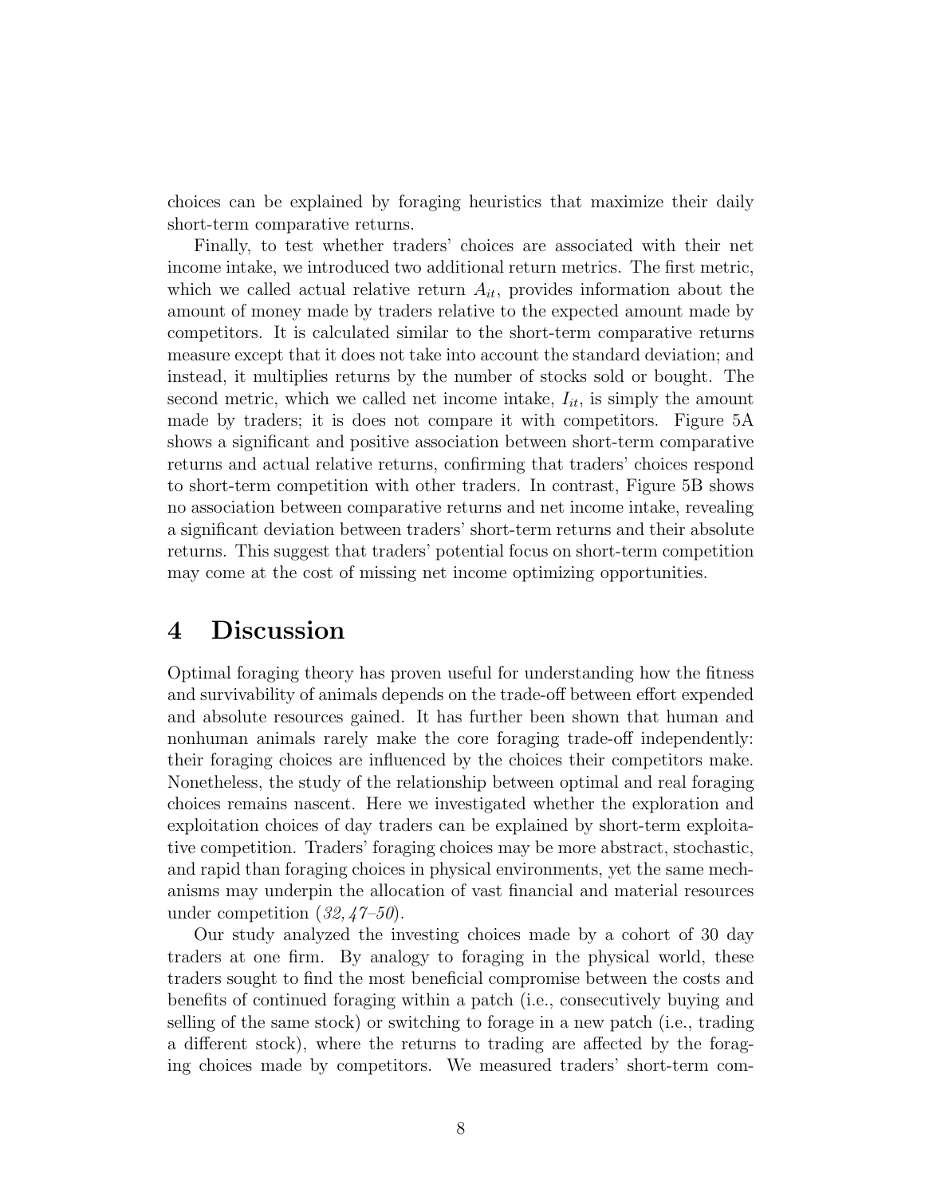choices can be explained by foraging heuristics that maximize their daily short-term comparative returns.

Finally, to test whether traders' choices are associated with their net income intake, we introduced two additional return metrics. The first metric, which we called actual relative return $A_{it}$, provides information about the amount of money made by traders relative to the expected amount made by competitors. It is calculated similar to the short-term comparative returns measure except that it does not take into account the standard deviation; and instead, it multiplies returns by the number of stocks sold or bought. The second metric, which we called net income intake, $I_{it}$, is simply the amount made by traders; it is does not compare it with competitors. Figure 5A shows a significant and positive association between short-term comparative returns and actual relative returns, confirming that traders' choices respond to short-term competition with other traders. In contrast, Figure 5B shows no association between comparative returns and net income intake, revealing a significant deviation between traders' short-term returns and their absolute returns. This suggest that traders' potential focus on short-term competition may come at the cost of missing net income optimizing opportunities.

# 4 Discussion

Optimal foraging theory has proven useful for understanding how the fitness and survivability of animals depends on the trade-off between effort expended and absolute resources gained. It has further been shown that human and nonhuman animals rarely make the core foraging trade-off independently: their foraging choices are influenced by the choices their competitors make. Nonetheless, the study of the relationship between optimal and real foraging choices remains nascent. Here we investigated whether the exploration and exploitation choices of day traders can be explained by short-term exploitative competition. Traders' foraging choices may be more abstract, stochastic, and rapid than foraging choices in physical environments, yet the same mechanisms may underpin the allocation of vast financial and material resources under competition (*32, 47–50*).

Our study analyzed the investing choices made by a cohort of 30 day traders at one firm. By analogy to foraging in the physical world, these traders sought to find the most beneficial compromise between the costs and benefits of continued foraging within a patch (i.e., consecutively buying and selling of the same stock) or switching to forage in a new patch (i.e., trading a different stock), where the returns to trading are affected by the foraging choices made by competitors. We measured traders' short-term com-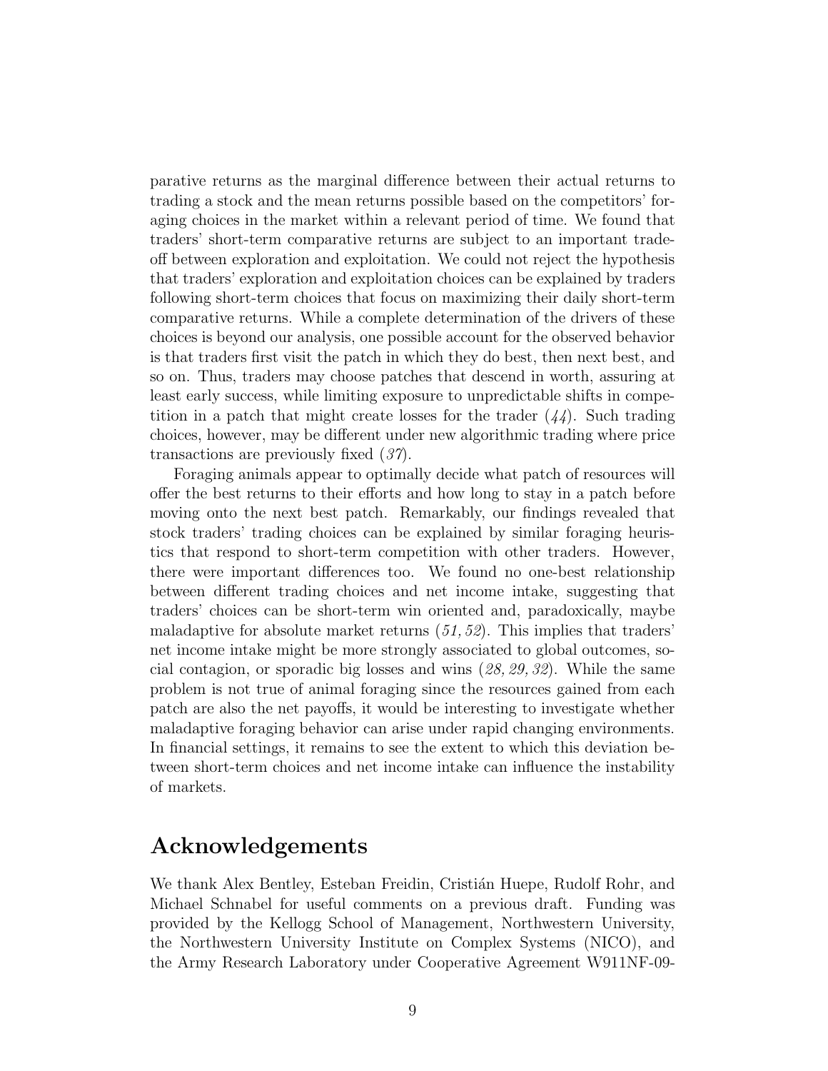parative returns as the marginal difference between their actual returns to trading a stock and the mean returns possible based on the competitors' foraging choices in the market within a relevant period of time. We found that traders' short-term comparative returns are subject to an important tradeoff between exploration and exploitation. We could not reject the hypothesis that traders' exploration and exploitation choices can be explained by traders following short-term choices that focus on maximizing their daily short-term comparative returns. While a complete determination of the drivers of these choices is beyond our analysis, one possible account for the observed behavior is that traders first visit the patch in which they do best, then next best, and so on. Thus, traders may choose patches that descend in worth, assuring at least early success, while limiting exposure to unpredictable shifts in competition in a patch that might create losses for the trader (*44*). Such trading choices, however, may be different under new algorithmic trading where price transactions are previously fixed (*37*).

Foraging animals appear to optimally decide what patch of resources will offer the best returns to their efforts and how long to stay in a patch before moving onto the next best patch. Remarkably, our findings revealed that stock traders' trading choices can be explained by similar foraging heuristics that respond to short-term competition with other traders. However, there were important differences too. We found no one-best relationship between different trading choices and net income intake, suggesting that traders' choices can be short-term win oriented and, paradoxically, maybe maladaptive for absolute market returns (*51, 52*). This implies that traders' net income intake might be more strongly associated to global outcomes, social contagion, or sporadic big losses and wins (*28, 29, 32*). While the same problem is not true of animal foraging since the resources gained from each patch are also the net payoffs, it would be interesting to investigate whether maladaptive foraging behavior can arise under rapid changing environments. In financial settings, it remains to see the extent to which this deviation between short-term choices and net income intake can influence the instability of markets.

# Acknowledgements

We thank Alex Bentley, Esteban Freidin, Cristián Huepe, Rudolf Rohr, and Michael Schnabel for useful comments on a previous draft. Funding was provided by the Kellogg School of Management, Northwestern University, the Northwestern University Institute on Complex Systems (NICO), and the Army Research Laboratory under Cooperative Agreement W911NF-09-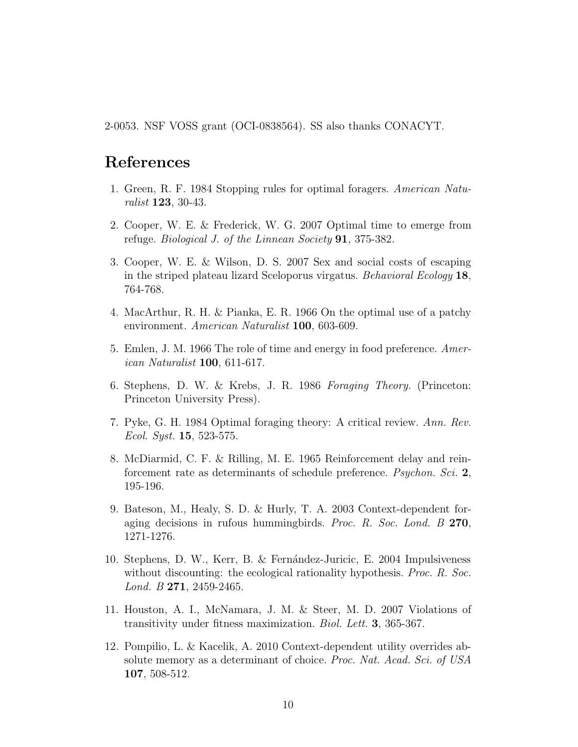2-0053. NSF VOSS grant (OCI-0838564). SS also thanks CONACYT.

# References

1. Green, R. F. 1984 Stopping rules for optimal foragers. *American Naturalist* **123**, 30-43.

2. Cooper, W. E. & Frederick, W. G. 2007 Optimal time to emerge from refuge. *Biological J. of the Linnean Society* **91**, 375-382.

3. Cooper, W. E. & Wilson, D. S. 2007 Sex and social costs of escaping in the striped plateau lizard Sceloporus virgatus. *Behavioral Ecology* **18**, 764-768.

4. MacArthur, R. H. & Pianka, E. R. 1966 On the optimal use of a patchy environment. *American Naturalist* **100**, 603-609.

5. Emlen, J. M. 1966 The role of time and energy in food preference. *American Naturalist* **100**, 611-617.

6. Stephens, D. W. & Krebs, J. R. 1986 *Foraging Theory.* (Princeton: Princeton University Press).

7. Pyke, G. H. 1984 Optimal foraging theory: A critical review. *Ann. Rev. Ecol. Syst.* **15**, 523-575.

8. McDiarmid, C. F. & Rilling, M. E. 1965 Reinforcement delay and reinforcement rate as determinants of schedule preference. *Psychon. Sci.* **2**, 195-196.

9. Bateson, M., Healy, S. D. & Hurly, T. A. 2003 Context-dependent foraging decisions in rufous hummingbirds. *Proc. R. Soc. Lond. B* **270**, 1271-1276.

10. Stephens, D. W., Kerr, B. & Fernández-Juricic, E. 2004 Impulsiveness without discounting: the ecological rationality hypothesis. *Proc. R. Soc. Lond. B* **271**, 2459-2465.

11. Houston, A. I., McNamara, J. M. & Steer, M. D. 2007 Violations of transitivity under fitness maximization. *Biol. Lett.* **3**, 365-367.

12. Pompilio, L. & Kacelik, A. 2010 Context-dependent utility overrides absolute memory as a determinant of choice. *Proc. Nat. Acad. Sci. of USA* **107**, 508-512.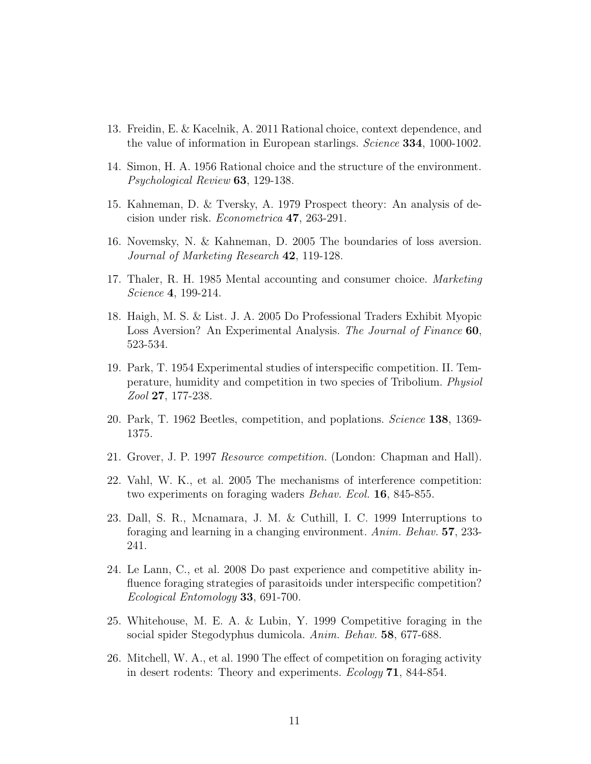13. Freidin, E. & Kacelnik, A. 2011 Rational choice, context dependence, and the value of information in European starlings. *Science* **334**, 1000-1002.

14. Simon, H. A. 1956 Rational choice and the structure of the environment. *Psychological Review* **63**, 129-138.

15. Kahneman, D. & Tversky, A. 1979 Prospect theory: An analysis of decision under risk. *Econometrica* **47**, 263-291.

16. Novemsky, N. & Kahneman, D. 2005 The boundaries of loss aversion. *Journal of Marketing Research* **42**, 119-128.

17. Thaler, R. H. 1985 Mental accounting and consumer choice. *Marketing Science* **4**, 199-214.

18. Haigh, M. S. & List. J. A. 2005 Do Professional Traders Exhibit Myopic Loss Aversion? An Experimental Analysis. *The Journal of Finance* **60**, 523-534.

19. Park, T. 1954 Experimental studies of interspecific competition. II. Temperature, humidity and competition in two species of Tribolium. *Physiol Zool* **27**, 177-238.

20. Park, T. 1962 Beetles, competition, and poplations. *Science* **138**, 1369-1375.

21. Grover, J. P. 1997 *Resource competition.* (London: Chapman and Hall).

22. Vahl, W. K., et al. 2005 The mechanisms of interference competition: two experiments on foraging waders *Behav. Ecol.* **16**, 845-855.

23. Dall, S. R., Mcnamara, J. M. & Cuthill, I. C. 1999 Interruptions to foraging and learning in a changing environment. *Anim. Behav.* **57**, 233-241.

24. Le Lann, C., et al. 2008 Do past experience and competitive ability influence foraging strategies of parasitoids under interspecific competition? *Ecological Entomology* **33**, 691-700.

25. Whitehouse, M. E. A. & Lubin, Y. 1999 Competitive foraging in the social spider Stegodyphus dumicola. *Anim. Behav.* **58**, 677-688.

26. Mitchell, W. A., et al. 1990 The effect of competition on foraging activity in desert rodents: Theory and experiments. *Ecology* **71**, 844-854.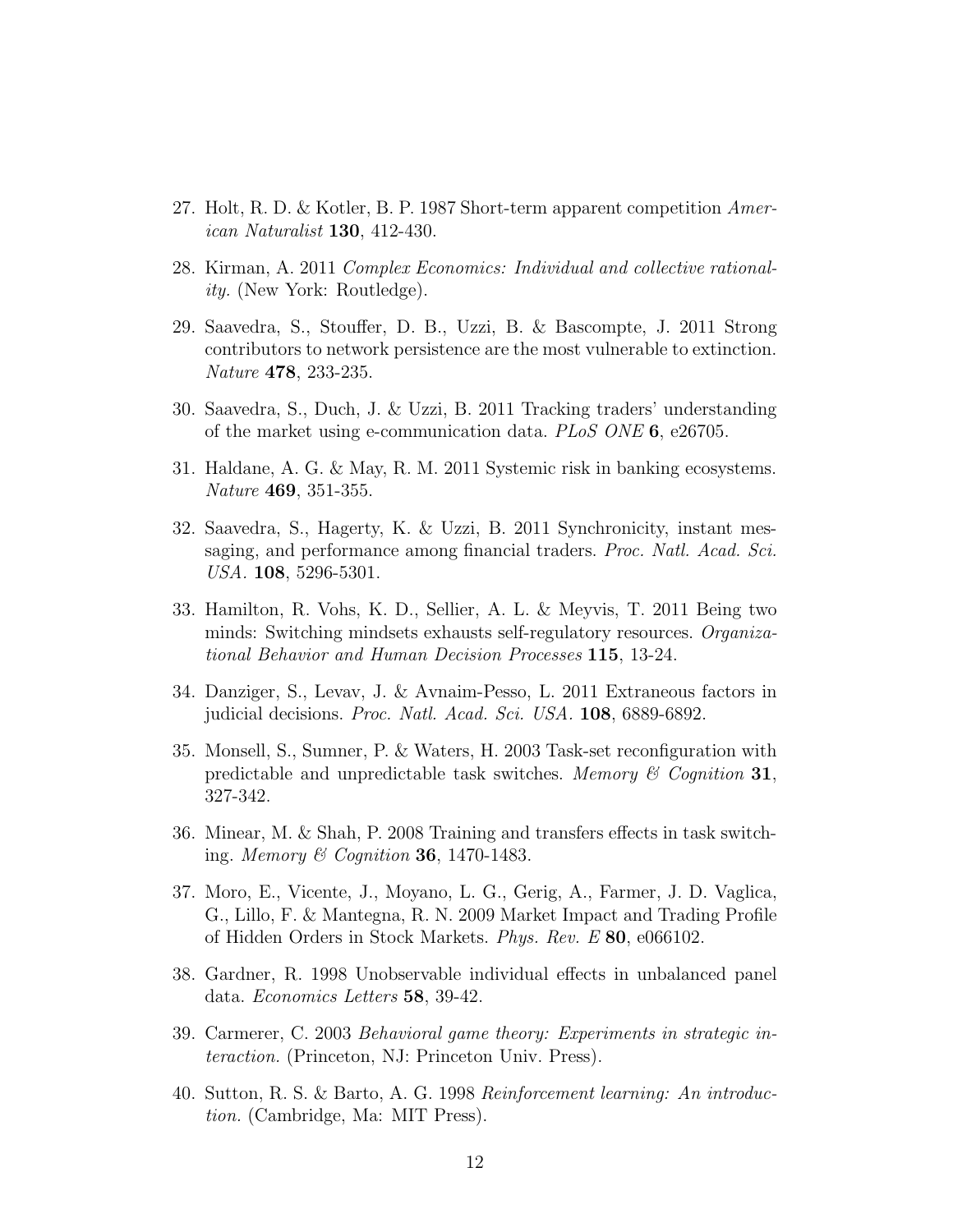27. Holt, R. D. & Kotler, B. P. 1987 Short-term apparent competition *American Naturalist* **130**, 412-430.

28. Kirman, A. 2011 *Complex Economics: Individual and collective rationality.* (New York: Routledge).

29. Saavedra, S., Stouffer, D. B., Uzzi, B. & Bascompte, J. 2011 Strong contributors to network persistence are the most vulnerable to extinction. *Nature* **478**, 233-235.

30. Saavedra, S., Duch, J. & Uzzi, B. 2011 Tracking traders' understanding of the market using e-communication data. *PLoS ONE* **6**, e26705.

31. Haldane, A. G. & May, R. M. 2011 Systemic risk in banking ecosystems. *Nature* **469**, 351-355.

32. Saavedra, S., Hagerty, K. & Uzzi, B. 2011 Synchronicity, instant messaging, and performance among financial traders. *Proc. Natl. Acad. Sci. USA.* **108**, 5296-5301.

33. Hamilton, R. Vohs, K. D., Sellier, A. L. & Meyvis, T. 2011 Being two minds: Switching mindsets exhausts self-regulatory resources. *Organizational Behavior and Human Decision Processes* **115**, 13-24.

34. Danziger, S., Levav, J. & Avnaim-Pesso, L. 2011 Extraneous factors in judicial decisions. *Proc. Natl. Acad. Sci. USA.* **108**, 6889-6892.

35. Monsell, S., Sumner, P. & Waters, H. 2003 Task-set reconfiguration with predictable and unpredictable task switches. *Memory & Cognition* **31**, 327-342.

36. Minear, M. & Shah, P. 2008 Training and transfers effects in task switching. *Memory & Cognition* **36**, 1470-1483.

37. Moro, E., Vicente, J., Moyano, L. G., Gerig, A., Farmer, J. D. Vaglica, G., Lillo, F. & Mantegna, R. N. 2009 Market Impact and Trading Profile of Hidden Orders in Stock Markets. *Phys. Rev. E* **80**, e066102.

38. Gardner, R. 1998 Unobservable individual effects in unbalanced panel data. *Economics Letters* **58**, 39-42.

39. Carmerer, C. 2003 *Behavioral game theory: Experiments in strategic interaction.* (Princeton, NJ: Princeton Univ. Press).

40. Sutton, R. S. & Barto, A. G. 1998 *Reinforcement learning: An introduction.* (Cambridge, Ma: MIT Press).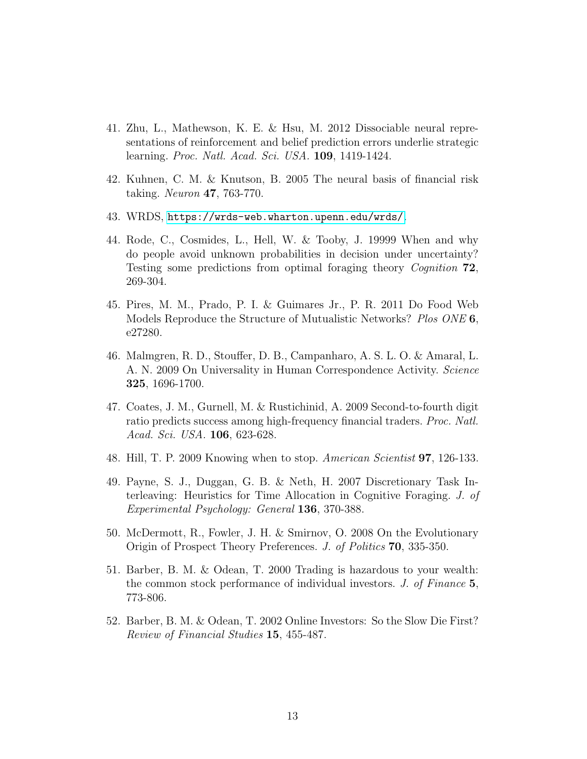41. Zhu, L., Mathewson, K. E. & Hsu, M. 2012 Dissociable neural representations of reinforcement and belief prediction errors underlie strategic learning. *Proc. Natl. Acad. Sci. USA.* **109**, 1419-1424.

42. Kuhnen, C. M. & Knutson, B. 2005 The neural basis of financial risk taking. *Neuron* **47**, 763-770.

43. WRDS, https://wrds-web.wharton.upenn.edu/wrds/.

44. Rode, C., Cosmides, L., Hell, W. & Tooby, J. 19999 When and why do people avoid unknown probabilities in decision under uncertainty? Testing some predictions from optimal foraging theory *Cognition* **72**, 269-304.

45. Pires, M. M., Prado, P. I. & Guimares Jr., P. R. 2011 Do Food Web Models Reproduce the Structure of Mutualistic Networks? *Plos ONE* **6**, e27280.

46. Malmgren, R. D., Stouffer, D. B., Campanharo, A. S. L. O. & Amaral, L. A. N. 2009 On Universality in Human Correspondence Activity. *Science* **325**, 1696-1700.

47. Coates, J. M., Gurnell, M. & Rustichinid, A. 2009 Second-to-fourth digit ratio predicts success among high-frequency financial traders. *Proc. Natl. Acad. Sci. USA.* **106**, 623-628.

48. Hill, T. P. 2009 Knowing when to stop. *American Scientist* **97**, 126-133.

49. Payne, S. J., Duggan, G. B. & Neth, H. 2007 Discretionary Task Interleaving: Heuristics for Time Allocation in Cognitive Foraging. *J. of Experimental Psychology: General* **136**, 370-388.

50. McDermott, R., Fowler, J. H. & Smirnov, O. 2008 On the Evolutionary Origin of Prospect Theory Preferences. *J. of Politics* **70**, 335-350.

51. Barber, B. M. & Odean, T. 2000 Trading is hazardous to your wealth: the common stock performance of individual investors. *J. of Finance* **5**, 773-806.

52. Barber, B. M. & Odean, T. 2002 Online Investors: So the Slow Die First? *Review of Financial Studies* **15**, 455-487.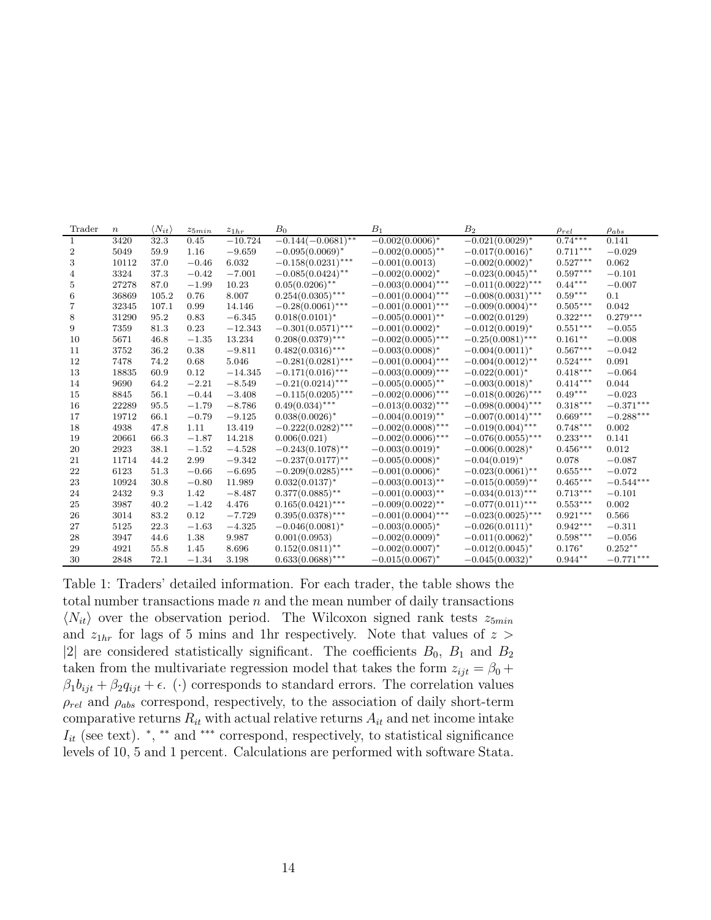| Trader | $n$ | $\langle N_{it} \rangle$ | $z_{5min}$ | $z_{1hr}$ | $B_0$ | $B_1$ | $B_2$ | $\rho_{rel}$ | $\rho_{abs}$ |
|---|---|---|---|---|---|---|---|---|---|
| 1 | 3420 | 32.3 | 0.45 | $-10.724$ | $-0.144(-0.0681)^{**}$ | $-0.002(0.0006)^{*}$ | $-0.021(0.0029)^{*}$ | $0.74^{***}$ | 0.141 |
| 2 | 5049 | 59.9 | 1.16 | $-9.659$ | $-0.095(0.0069)^{*}$ | $-0.002(0.0005)^{**}$ | $-0.017(0.0016)^{*}$ | $0.711^{***}$ | $-0.029$ |
| 3 | 10112 | 37.0 | $-0.46$ | 6.032 | $-0.158(0.0231)^{***}$ | $-0.001(0.0013)$ | $-0.002(0.0002)^{*}$ | $0.527^{***}$ | 0.062 |
| 4 | 3324 | 37.3 | $-0.42$ | $-7.001$ | $-0.085(0.0424)^{**}$ | $-0.002(0.0002)^{*}$ | $-0.023(0.0045)^{**}$ | $0.597^{***}$ | $-0.101$ |
| 5 | 27278 | 87.0 | $-1.99$ | 10.23 | $0.05(0.0206)^{**}$ | $-0.003(0.0004)^{***}$ | $-0.011(0.0022)^{***}$ | $0.44^{***}$ | $-0.007$ |
| 6 | 36869 | 105.2 | 0.76 | 8.007 | $0.254(0.0305)^{***}$ | $-0.001(0.0004)^{***}$ | $-0.008(0.0031)^{***}$ | $0.59^{***}$ | 0.1 |
| 7 | 32345 | 107.1 | 0.99 | 14.146 | $-0.28(0.0061)^{***}$ | $-0.001(0.0001)^{***}$ | $-0.009(0.0004)^{**}$ | $0.505^{***}$ | 0.042 |
| 8 | 31290 | 95.2 | 0.83 | $-6.345$ | $0.018(0.0101)^{*}$ | $-0.005(0.0001)^{**}$ | $-0.002(0.0129)$ | $0.322^{***}$ | $0.279^{***}$ |
| 9 | 7359 | 81.3 | 0.23 | $-12.343$ | $-0.301(0.0571)^{***}$ | $-0.001(0.0002)^{*}$ | $-0.012(0.0019)^{*}$ | $0.551^{***}$ | $-0.055$ |
| 10 | 5671 | 46.8 | $-1.35$ | 13.234 | $0.208(0.0379)^{***}$ | $-0.002(0.0005)^{***}$ | $-0.25(0.0081)^{***}$ | $0.161^{**}$ | $-0.008$ |
| 11 | 3752 | 36.2 | 0.38 | $-9.811$ | $0.482(0.0316)^{***}$ | $-0.003(0.0008)^{*}$ | $-0.004(0.0011)^{*}$ | $0.567^{***}$ | $-0.042$ |
| 12 | 7478 | 74.2 | 0.68 | 5.046 | $-0.281(0.0281)^{***}$ | $-0.001(0.0004)^{***}$ | $-0.004(0.0012)^{**}$ | $0.524^{***}$ | 0.091 |
| 13 | 18835 | 60.9 | 0.12 | $-14.345$ | $-0.171(0.016)^{***}$ | $-0.003(0.0009)^{***}$ | $-0.022(0.001)^{*}$ | $0.418^{***}$ | $-0.064$ |
| 14 | 9690 | 64.2 | $-2.21$ | $-8.549$ | $-0.21(0.0214)^{***}$ | $-0.005(0.0005)^{**}$ | $-0.003(0.0018)^{*}$ | $0.414^{***}$ | 0.044 |
| 15 | 8845 | 56.1 | $-0.44$ | $-3.408$ | $-0.115(0.0205)^{***}$ | $-0.002(0.0006)^{***}$ | $-0.018(0.0026)^{***}$ | $0.49^{***}$ | $-0.023$ |
| 16 | 22289 | 95.5 | $-1.79$ | $-8.786$ | $0.49(0.034)^{***}$ | $-0.013(0.0032)^{***}$ | $-0.098(0.0004)^{***}$ | $0.318^{***}$ | $-0.371^{***}$ |
| 17 | 19712 | 66.1 | $-0.79$ | $-9.125$ | $0.038(0.0026)^{*}$ | $-0.004(0.0019)^{**}$ | $-0.007(0.0014)^{***}$ | $0.669^{***}$ | $-0.288^{***}$ |
| 18 | 4938 | 47.8 | 1.11 | 13.419 | $-0.222(0.0282)^{***}$ | $-0.002(0.0008)^{***}$ | $-0.019(0.004)^{***}$ | $0.748^{***}$ | 0.002 |
| 19 | 20661 | 66.3 | $-1.87$ | 14.218 | $0.006(0.021)$ | $-0.002(0.0006)^{***}$ | $-0.076(0.0055)^{***}$ | $0.233^{***}$ | 0.141 |
| 20 | 2923 | 38.1 | $-1.52$ | $-4.528$ | $-0.243(0.1078)^{**}$ | $-0.003(0.0019)^{*}$ | $-0.006(0.0028)^{*}$ | $0.456^{***}$ | 0.012 |
| 21 | 11714 | 44.2 | 2.99 | $-9.342$ | $-0.237(0.0177)^{**}$ | $-0.005(0.0008)^{*}$ | $-0.04(0.019)^{*}$ | 0.078 | $-0.087$ |
| 22 | 6123 | 51.3 | $-0.66$ | $-6.695$ | $-0.209(0.0285)^{***}$ | $-0.001(0.0006)^{*}$ | $-0.023(0.0061)^{**}$ | $0.655^{***}$ | $-0.072$ |
| 23 | 10924 | 30.8 | $-0.80$ | 11.989 | $0.032(0.0137)^{*}$ | $-0.003(0.0013)^{**}$ | $-0.015(0.0059)^{**}$ | $0.465^{***}$ | $-0.544^{***}$ |
| 24 | 2432 | 9.3 | 1.42 | $-8.487$ | $0.377(0.0885)^{**}$ | $-0.001(0.0003)^{**}$ | $-0.034(0.013)^{***}$ | $0.713^{***}$ | $-0.101$ |
| 25 | 3987 | 40.2 | $-1.42$ | 4.476 | $0.165(0.0421)^{***}$ | $-0.009(0.0022)^{**}$ | $-0.077(0.011)^{***}$ | $0.553^{***}$ | 0.002 |
| 26 | 3014 | 83.2 | 0.12 | $-7.729$ | $0.395(0.0378)^{***}$ | $-0.001(0.0004)^{***}$ | $-0.023(0.0025)^{***}$ | $0.921^{***}$ | 0.566 |
| 27 | 5125 | 22.3 | $-1.63$ | $-4.325$ | $-0.046(0.0081)^{*}$ | $-0.003(0.0005)^{*}$ | $-0.026(0.0111)^{*}$ | $0.942^{***}$ | $-0.311$ |
| 28 | 3947 | 44.6 | 1.38 | 9.987 | $0.001(0.0953)$ | $-0.002(0.0009)^{*}$ | $-0.011(0.0062)^{*}$ | $0.598^{***}$ | $-0.056$ |
| 29 | 4921 | 55.8 | 1.45 | 8.696 | $0.152(0.0811)^{**}$ | $-0.002(0.0007)^{*}$ | $-0.012(0.0045)^{*}$ | $0.176^{*}$ | $0.252^{**}$ |
| 30 | 2848 | 72.1 | $-1.34$ | 3.198 | $0.633(0.0688)^{***}$ | $-0.015(0.0067)^{*}$ | $-0.045(0.0032)^{*}$ | $0.944^{**}$ | $-0.771^{***}$ |

Table 1: Traders' detailed information. For each trader, the table shows the total number transactions made $n$ and the mean number of daily transactions $\langle N_{it} \rangle$ over the observation period. The Wilcoxon signed rank tests $z_{5min}$ and $z_{1hr}$ for lags of 5 mins and 1hr respectively. Note that values of $z > |2|$ are considered statistically significant. The coefficients $B_0$, $B_1$ and $B_2$ taken from the multivariate regression model that takes the form $z_{ijt} = \beta_0 + \beta_1 b_{ijt} + \beta_2 q_{ijt} + \epsilon$. $(\cdot)$ corresponds to standard errors. The correlation values $\rho_{rel}$ and $\rho_{abs}$ correspond, respectively, to the association of daily short-term comparative returns $R_{it}$ with actual relative returns $A_{it}$ and net income intake $I_{it}$ (see text). $^{*}$, $^{**}$ and $^{***}$ correspond, respectively, to statistical significance levels of 10, 5 and 1 percent. Calculations are performed with software Stata.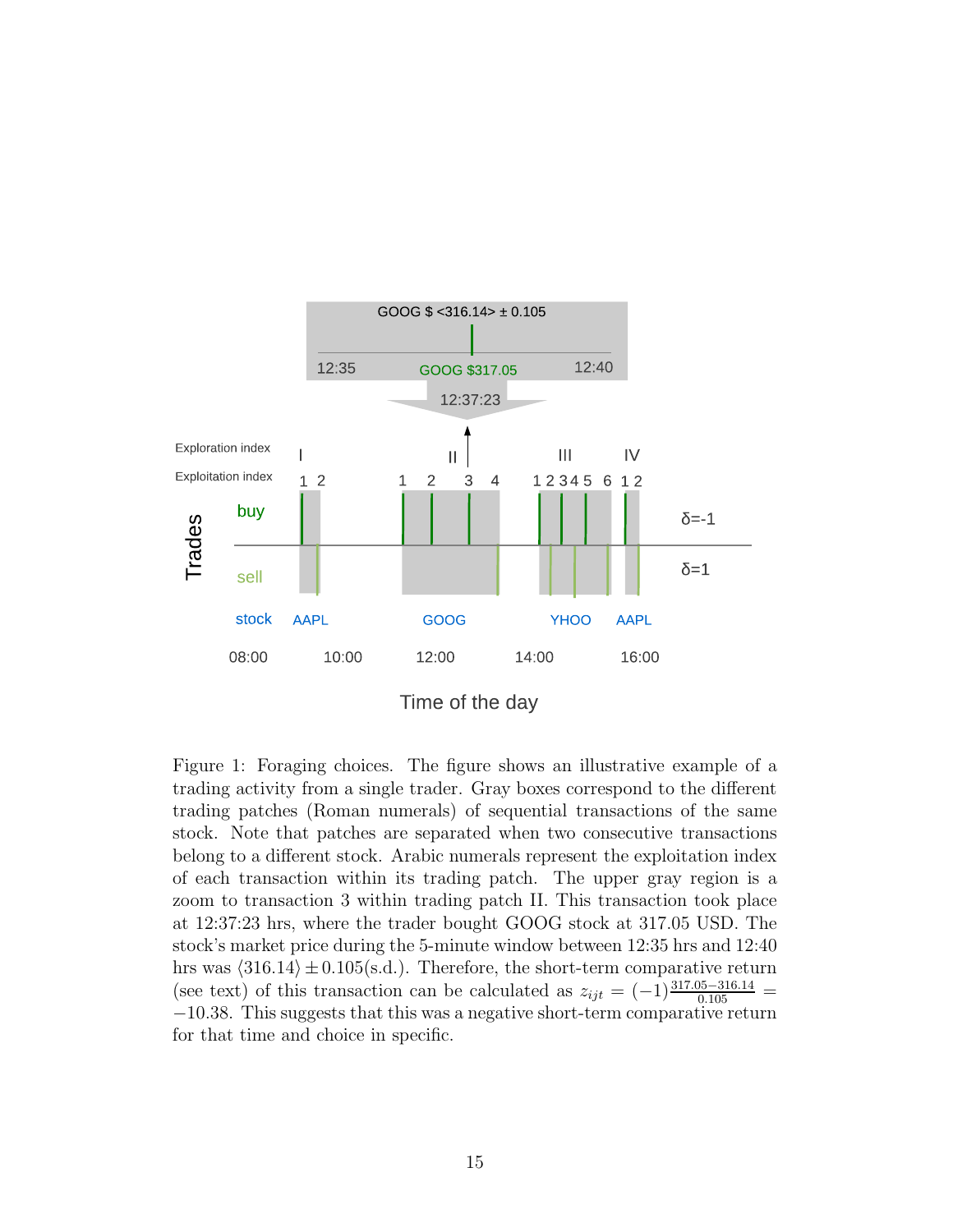Figure 1: Foraging choices. The figure shows an illustrative example of a trading activity from a single trader. Gray boxes correspond to the different trading patches (Roman numerals) of sequential transactions of the same stock. Note that patches are separated when two consecutive transactions belong to a different stock. Arabic numerals represent the exploitation index of each transaction within its trading patch. The upper gray region is a zoom to transaction 3 within trading patch II. This transaction took place at 12:37:23 hrs, where the trader bought GOOG stock at 317.05 USD. The stock's market price during the 5-minute window between 12:35 hrs and 12:40 hrs was $\langle 316.14 \rangle \pm 0.105$(s.d.). Therefore, the short-term comparative return (see text) of this transaction can be calculated as $z_{ijt} = (-1)\frac{317.05 - 316.14}{0.105} = -10.38$. This suggests that this was a negative short-term comparative return for that time and choice in specific.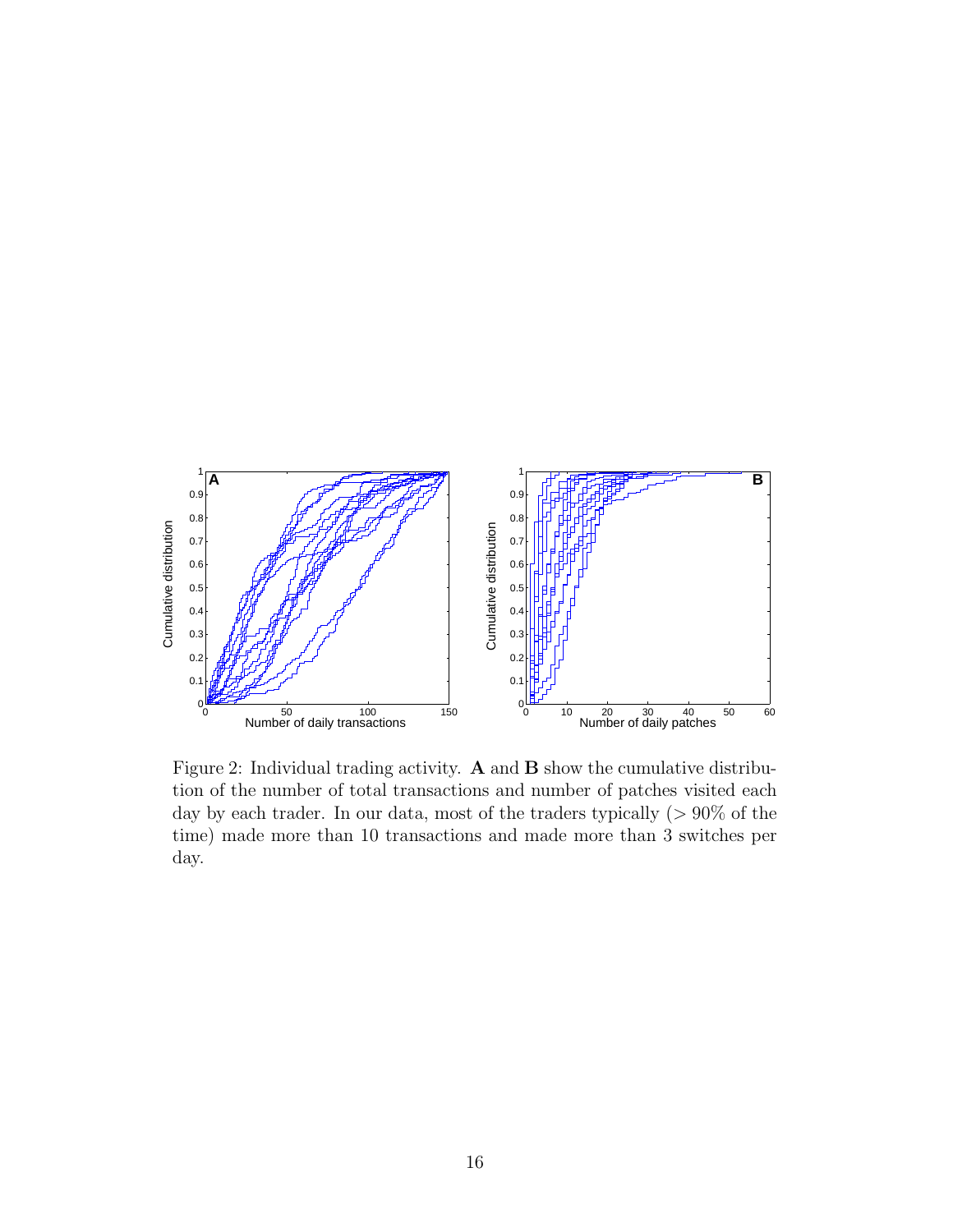Figure 2: Individual trading activity. **A** and **B** show the cumulative distribution of the number of total transactions and number of patches visited each day by each trader. In our data, most of the traders typically ($> 90\%$ of the time) made more than 10 transactions and made more than 3 switches per day.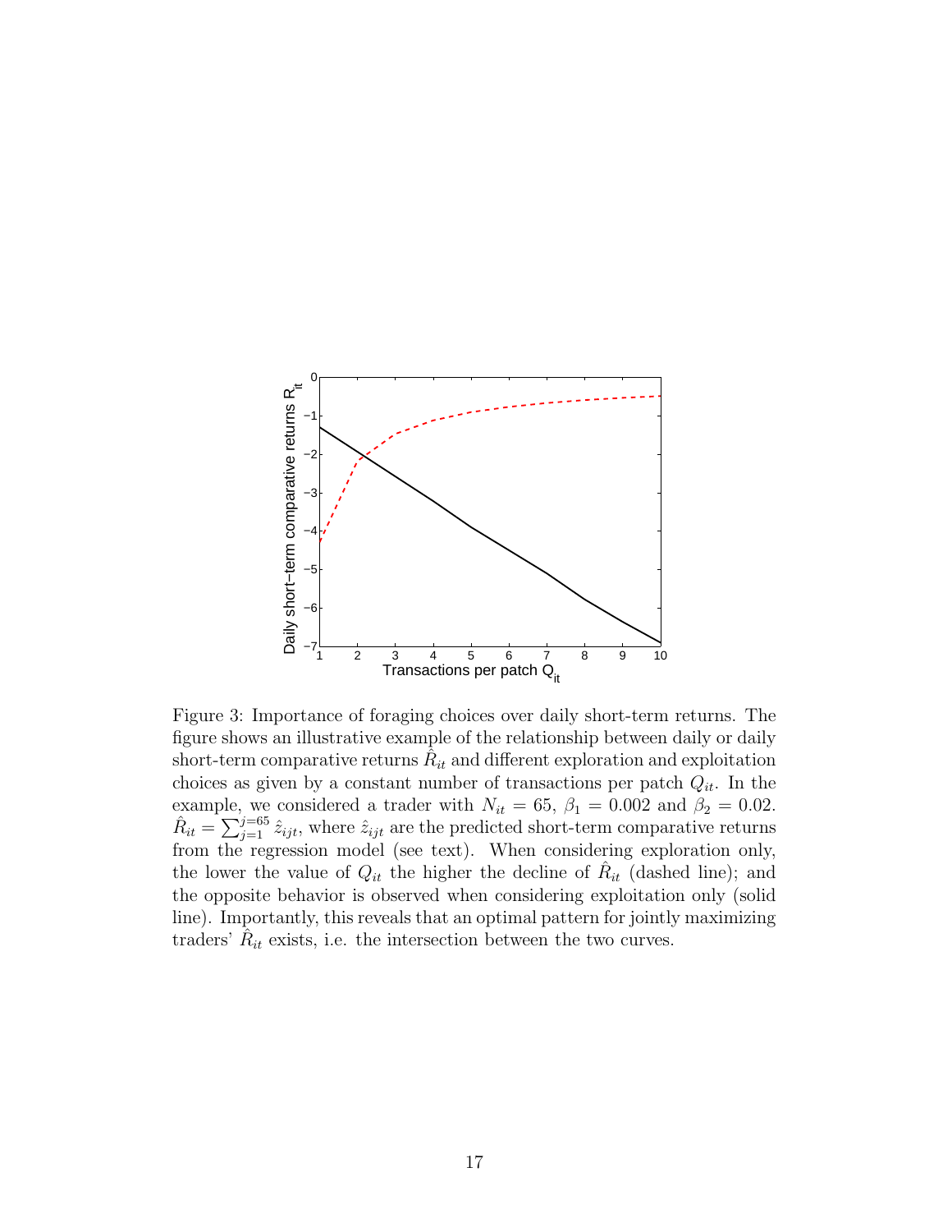Figure 3: Importance of foraging choices over daily short-term returns. The figure shows an illustrative example of the relationship between daily or daily short-term comparative returns $\hat{R}_{it}$ and different exploration and exploitation choices as given by a constant number of transactions per patch $Q_{it}$. In the example, we considered a trader with $N_{it} = 65$, $\beta_1 = 0.002$ and $\beta_2 = 0.02$. $\hat{R}_{it} = \sum_{j=1}^{j=65} \hat{z}_{ijt}$, where $\hat{z}_{ijt}$ are the predicted short-term comparative returns from the regression model (see text). When considering exploration only, the lower the value of $Q_{it}$ the higher the decline of $\hat{R}_{it}$ (dashed line); and the opposite behavior is observed when considering exploitation only (solid line). Importantly, this reveals that an optimal pattern for jointly maximizing traders' $\hat{R}_{it}$ exists, i.e. the intersection between the two curves.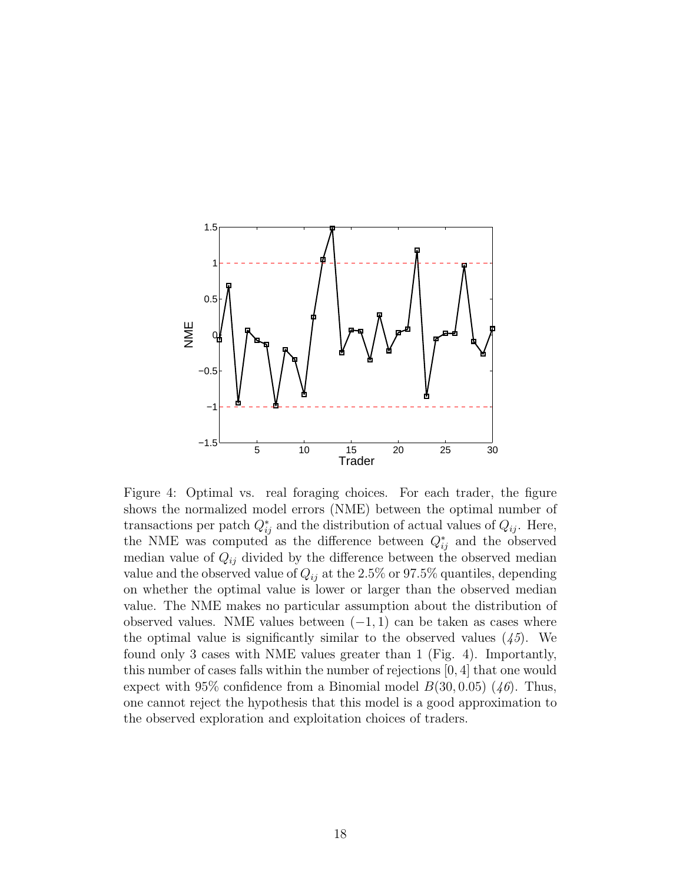Figure 4: Optimal vs. real foraging choices. For each trader, the figure shows the normalized model errors (NME) between the optimal number of transactions per patch $Q^*_{ij}$ and the distribution of actual values of $Q_{ij}$. Here, the NME was computed as the difference between $Q^*_{ij}$ and the observed median value of $Q_{ij}$ divided by the difference between the observed median value and the observed value of $Q_{ij}$ at the 2.5% or 97.5% quantiles, depending on whether the optimal value is lower or larger than the observed median value. The NME makes no particular assumption about the distribution of observed values. NME values between $(-1, 1)$ can be taken as cases where the optimal value is significantly similar to the observed values (*45*). We found only 3 cases with NME values greater than 1 (Fig. 4). Importantly, this number of cases falls within the number of rejections $[0, 4]$ that one would expect with 95% confidence from a Binomial model $B(30, 0.05)$ (*46*). Thus, one cannot reject the hypothesis that this model is a good approximation to the observed exploration and exploitation choices of traders.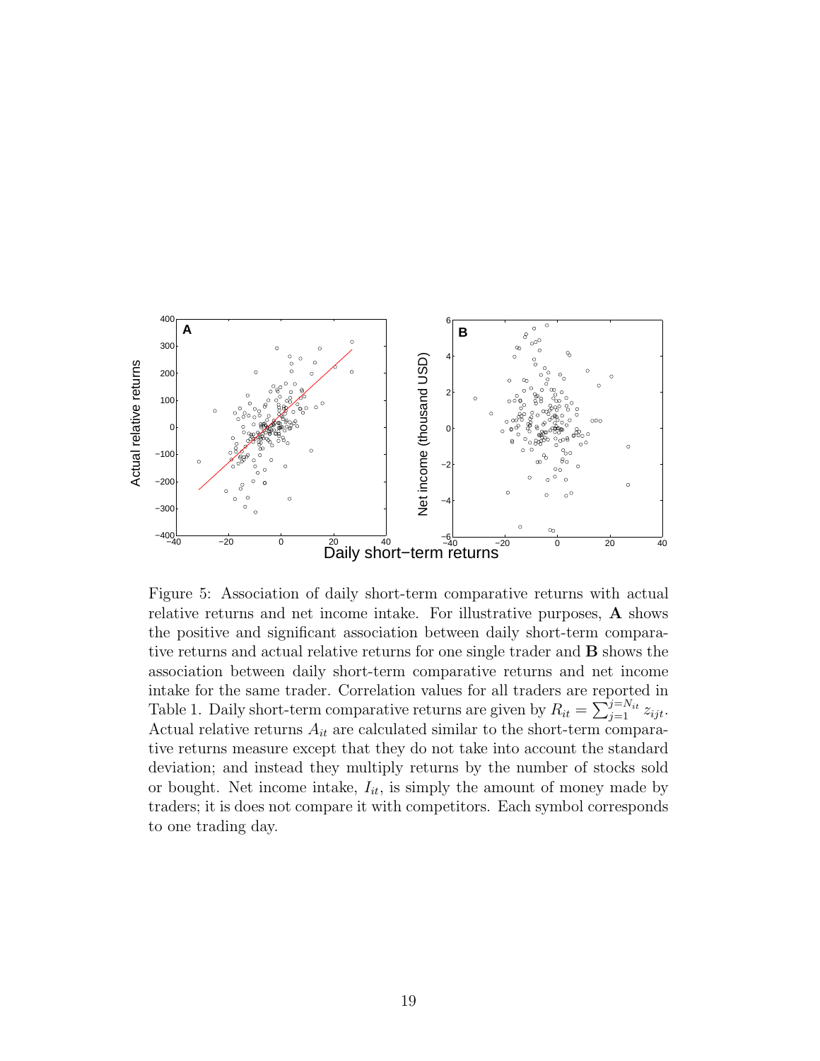A

Actual relative returns

400
300
200
100
0
−100
−200
−300
−400

−40 −20 0 20 40

B

Net income (thousand USD)

6
4
2
0
−2
−4
−6

−40 −20 0 20 40

Daily short−term returns

Figure 5: Association of daily short-term comparative returns with actual relative returns and net income intake. For illustrative purposes, **A** shows the positive and significant association between daily short-term comparative returns and actual relative returns for one single trader and **B** shows the association between daily short-term comparative returns and net income intake for the same trader. Correlation values for all traders are reported in Table 1. Daily short-term comparative returns are given by $R_{it} = \sum_{j=1}^{j=N_{it}} z_{ijt}$. Actual relative returns $A_{it}$ are calculated similar to the short-term comparative returns measure except that they do not take into account the standard deviation; and instead they multiply returns by the number of stocks sold or bought. Net income intake, $I_{it}$, is simply the amount of money made by traders; it is does not compare it with competitors. Each symbol corresponds to one trading day.